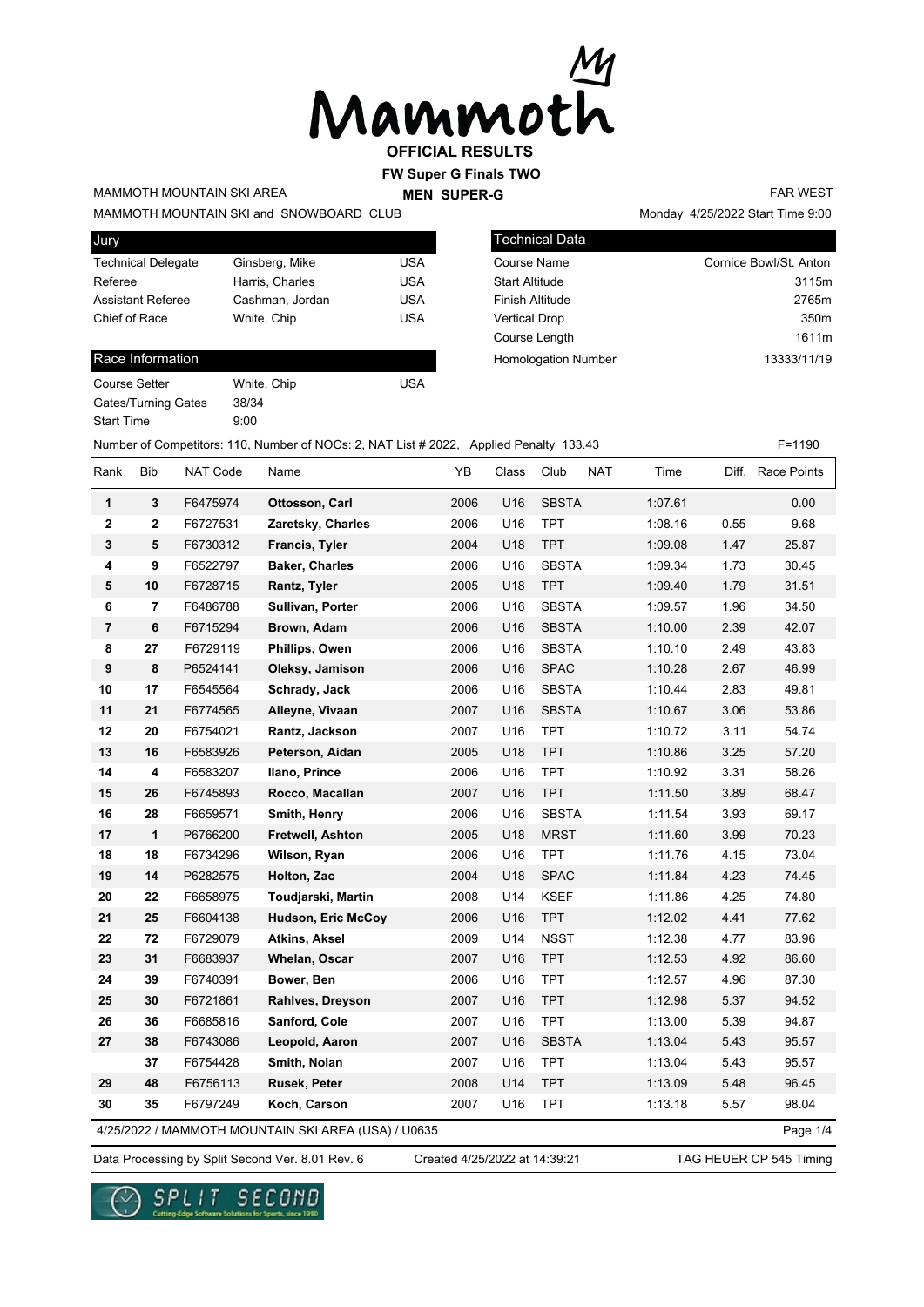# Mammoth

## OFFICIAL RESULTS

**FW Super G Finals TWO**

**MEN SUPER-G**

MAMMOTH MOUNTAIN SKI AREA — FAR WEST

MAMMOTH MOUNTAIN SKI and SNOWBOARD CLUB — Monday 4/25/2022 Start Time 9:00

| Jury | | |
|---|---|---|
| Technical Delegate | Ginsberg, Mike | USA |
| Referee | Harris, Charles | USA |
| Assistant Referee | Cashman, Jordan | USA |
| Chief of Race | White, Chip | USA |

| Technical Data | |
|---|---|
| Course Name | Cornice Bowl/St. Anton |
| Start Altitude | 3115m |
| Finish Altitude | 2765m |
| Vertical Drop | 350m |
| Course Length | 1611m |
| Homologation Number | 13333/11/19 |

| Race Information | | |
|---|---|---|
| Course Setter | White, Chip | USA |
| Gates/Turning Gates | 38/34 | |
| Start Time | 9:00 | |

Number of Competitors: 110, Number of NOCs: 2, NAT List # 2022, Applied Penalty 133.43 — F=1190

| Rank | Bib | NAT Code | Name | YB | Class | Club | NAT | Time | Diff. | Race Points |
|---|---|---|---|---|---|---|---|---|---|---|
| 1 | 3 | F6475974 | **Ottosson, Carl** | 2006 | U16 | SBSTA | | 1:07.61 | | 0.00 |
| 2 | 2 | F6727531 | **Zaretsky, Charles** | 2006 | U16 | TPT | | 1:08.16 | 0.55 | 9.68 |
| 3 | 5 | F6730312 | **Francis, Tyler** | 2004 | U18 | TPT | | 1:09.08 | 1.47 | 25.87 |
| 4 | 9 | F6522797 | **Baker, Charles** | 2006 | U16 | SBSTA | | 1:09.34 | 1.73 | 30.45 |
| 5 | 10 | F6728715 | **Rantz, Tyler** | 2005 | U18 | TPT | | 1:09.40 | 1.79 | 31.51 |
| 6 | 7 | F6486788 | **Sullivan, Porter** | 2006 | U16 | SBSTA | | 1:09.57 | 1.96 | 34.50 |
| 7 | 6 | F6715294 | **Brown, Adam** | 2006 | U16 | SBSTA | | 1:10.00 | 2.39 | 42.07 |
| 8 | 27 | F6729119 | **Phillips, Owen** | 2006 | U16 | SBSTA | | 1:10.10 | 2.49 | 43.83 |
| 9 | 8 | P6524141 | **Oleksy, Jamison** | 2006 | U16 | SPAC | | 1:10.28 | 2.67 | 46.99 |
| 10 | 17 | F6545564 | **Schrady, Jack** | 2006 | U16 | SBSTA | | 1:10.44 | 2.83 | 49.81 |
| 11 | 21 | F6774565 | **Alleyne, Vivaan** | 2007 | U16 | SBSTA | | 1:10.67 | 3.06 | 53.86 |
| 12 | 20 | F6754021 | **Rantz, Jackson** | 2007 | U16 | TPT | | 1:10.72 | 3.11 | 54.74 |
| 13 | 16 | F6583926 | **Peterson, Aidan** | 2005 | U18 | TPT | | 1:10.86 | 3.25 | 57.20 |
| 14 | 4 | F6583207 | **Ilano, Prince** | 2006 | U16 | TPT | | 1:10.92 | 3.31 | 58.26 |
| 15 | 26 | F6745893 | **Rocco, Macallan** | 2007 | U16 | TPT | | 1:11.50 | 3.89 | 68.47 |
| 16 | 28 | F6659571 | **Smith, Henry** | 2006 | U16 | SBSTA | | 1:11.54 | 3.93 | 69.17 |
| 17 | 1 | P6766200 | **Fretwell, Ashton** | 2005 | U18 | MRST | | 1:11.60 | 3.99 | 70.23 |
| 18 | 18 | F6734296 | **Wilson, Ryan** | 2006 | U16 | TPT | | 1:11.76 | 4.15 | 73.04 |
| 19 | 14 | P6282575 | **Holton, Zac** | 2004 | U18 | SPAC | | 1:11.84 | 4.23 | 74.45 |
| 20 | 22 | F6658975 | **Toudjarski, Martin** | 2008 | U14 | KSEF | | 1:11.86 | 4.25 | 74.80 |
| 21 | 25 | F6604138 | **Hudson, Eric McCoy** | 2006 | U16 | TPT | | 1:12.02 | 4.41 | 77.62 |
| 22 | 72 | F6729079 | **Atkins, Aksel** | 2009 | U14 | NSST | | 1:12.38 | 4.77 | 83.96 |
| 23 | 31 | F6683937 | **Whelan, Oscar** | 2007 | U16 | TPT | | 1:12.53 | 4.92 | 86.60 |
| 24 | 39 | F6740391 | **Bower, Ben** | 2006 | U16 | TPT | | 1:12.57 | 4.96 | 87.30 |
| 25 | 30 | F6721861 | **Rahlves, Dreyson** | 2007 | U16 | TPT | | 1:12.98 | 5.37 | 94.52 |
| 26 | 36 | F6685816 | **Sanford, Cole** | 2007 | U16 | TPT | | 1:13.00 | 5.39 | 94.87 |
| 27 | 38 | F6743086 | **Leopold, Aaron** | 2007 | U16 | SBSTA | | 1:13.04 | 5.43 | 95.57 |
| | 37 | F6754428 | **Smith, Nolan** | 2007 | U16 | TPT | | 1:13.04 | 5.43 | 95.57 |
| 29 | 48 | F6756113 | **Rusek, Peter** | 2008 | U14 | TPT | | 1:13.09 | 5.48 | 96.45 |
| 30 | 35 | F6797249 | **Koch, Carson** | 2007 | U16 | TPT | | 1:13.18 | 5.57 | 98.04 |

4/25/2022 / MAMMOTH MOUNTAIN SKI AREA (USA) / U0635

Data Processing by Split Second Ver. 8.01 Rev. 6 — Created 4/25/2022 at 14:39:21 — TAG HEUER CP 545 Timing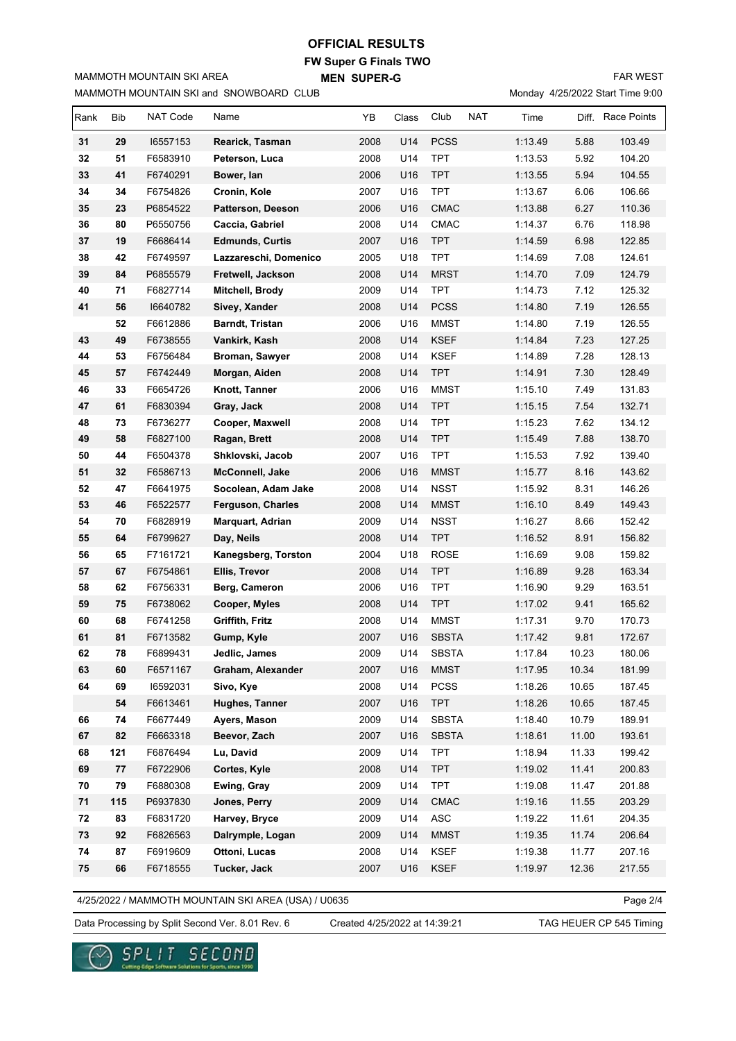# OFFICIAL RESULTS

## FW Super G Finals TWO

### MEN SUPER-G

MAMMOTH MOUNTAIN SKI AREA

MAMMOTH MOUNTAIN SKI and SNOWBOARD CLUB

FAR WEST

Monday 4/25/2022 Start Time 9:00

| Rank | Bib | NAT Code | Name | YB | Class | Club | NAT | Time | Diff. | Race Points |
|---|---|---|---|---|---|---|---|---|---|---|
| 31 | 29 | I6557153 | **Rearick, Tasman** | 2008 | U14 | PCSS | | 1:13.49 | 5.88 | 103.49 |
| 32 | 51 | F6583910 | **Peterson, Luca** | 2008 | U14 | TPT | | 1:13.53 | 5.92 | 104.20 |
| 33 | 41 | F6740291 | **Bower, Ian** | 2006 | U16 | TPT | | 1:13.55 | 5.94 | 104.55 |
| 34 | 34 | F6754826 | **Cronin, Kole** | 2007 | U16 | TPT | | 1:13.67 | 6.06 | 106.66 |
| 35 | 23 | P6854522 | **Patterson, Deeson** | 2006 | U16 | CMAC | | 1:13.88 | 6.27 | 110.36 |
| 36 | 80 | P6550756 | **Caccia, Gabriel** | 2008 | U14 | CMAC | | 1:14.37 | 6.76 | 118.98 |
| 37 | 19 | F6686414 | **Edmunds, Curtis** | 2007 | U16 | TPT | | 1:14.59 | 6.98 | 122.85 |
| 38 | 42 | F6749597 | **Lazzareschi, Domenico** | 2005 | U18 | TPT | | 1:14.69 | 7.08 | 124.61 |
| 39 | 84 | P6855579 | **Fretwell, Jackson** | 2008 | U14 | MRST | | 1:14.70 | 7.09 | 124.79 |
| 40 | 71 | F6827714 | **Mitchell, Brody** | 2009 | U14 | TPT | | 1:14.73 | 7.12 | 125.32 |
| 41 | 56 | I6640782 | **Sivey, Xander** | 2008 | U14 | PCSS | | 1:14.80 | 7.19 | 126.55 |
| | 52 | F6612886 | **Barndt, Tristan** | 2006 | U16 | MMST | | 1:14.80 | 7.19 | 126.55 |
| 43 | 49 | F6738555 | **Vankirk, Kash** | 2008 | U14 | KSEF | | 1:14.84 | 7.23 | 127.25 |
| 44 | 53 | F6756484 | **Broman, Sawyer** | 2008 | U14 | KSEF | | 1:14.89 | 7.28 | 128.13 |
| 45 | 57 | F6742449 | **Morgan, Aiden** | 2008 | U14 | TPT | | 1:14.91 | 7.30 | 128.49 |
| 46 | 33 | F6654726 | **Knott, Tanner** | 2006 | U16 | MMST | | 1:15.10 | 7.49 | 131.83 |
| 47 | 61 | F6830394 | **Gray, Jack** | 2008 | U14 | TPT | | 1:15.15 | 7.54 | 132.71 |
| 48 | 73 | F6736277 | **Cooper, Maxwell** | 2008 | U14 | TPT | | 1:15.23 | 7.62 | 134.12 |
| 49 | 58 | F6827100 | **Ragan, Brett** | 2008 | U14 | TPT | | 1:15.49 | 7.88 | 138.70 |
| 50 | 44 | F6504378 | **Shklovski, Jacob** | 2007 | U16 | TPT | | 1:15.53 | 7.92 | 139.40 |
| 51 | 32 | F6586713 | **McConnell, Jake** | 2006 | U16 | MMST | | 1:15.77 | 8.16 | 143.62 |
| 52 | 47 | F6641975 | **Socolean, Adam Jake** | 2008 | U14 | NSST | | 1:15.92 | 8.31 | 146.26 |
| 53 | 46 | F6522577 | **Ferguson, Charles** | 2008 | U14 | MMST | | 1:16.10 | 8.49 | 149.43 |
| 54 | 70 | F6828919 | **Marquart, Adrian** | 2009 | U14 | NSST | | 1:16.27 | 8.66 | 152.42 |
| 55 | 64 | F6799627 | **Day, Neils** | 2008 | U14 | TPT | | 1:16.52 | 8.91 | 156.82 |
| 56 | 65 | F7161721 | **Kanegsberg, Torston** | 2004 | U18 | ROSE | | 1:16.69 | 9.08 | 159.82 |
| 57 | 67 | F6754861 | **Ellis, Trevor** | 2008 | U14 | TPT | | 1:16.89 | 9.28 | 163.34 |
| 58 | 62 | F6756331 | **Berg, Cameron** | 2006 | U16 | TPT | | 1:16.90 | 9.29 | 163.51 |
| 59 | 75 | F6738062 | **Cooper, Myles** | 2008 | U14 | TPT | | 1:17.02 | 9.41 | 165.62 |
| 60 | 68 | F6741258 | **Griffith, Fritz** | 2008 | U14 | MMST | | 1:17.31 | 9.70 | 170.73 |
| 61 | 81 | F6713582 | **Gump, Kyle** | 2007 | U16 | SBSTA | | 1:17.42 | 9.81 | 172.67 |
| 62 | 78 | F6899431 | **Jedlic, James** | 2009 | U14 | SBSTA | | 1:17.84 | 10.23 | 180.06 |
| 63 | 60 | F6571167 | **Graham, Alexander** | 2007 | U16 | MMST | | 1:17.95 | 10.34 | 181.99 |
| 64 | 69 | I6592031 | **Sivo, Kye** | 2008 | U14 | PCSS | | 1:18.26 | 10.65 | 187.45 |
| | 54 | F6613461 | **Hughes, Tanner** | 2007 | U16 | TPT | | 1:18.26 | 10.65 | 187.45 |
| 66 | 74 | F6677449 | **Ayers, Mason** | 2009 | U14 | SBSTA | | 1:18.40 | 10.79 | 189.91 |
| 67 | 82 | F6663318 | **Beevor, Zach** | 2007 | U16 | SBSTA | | 1:18.61 | 11.00 | 193.61 |
| 68 | 121 | F6876494 | **Lu, David** | 2009 | U14 | TPT | | 1:18.94 | 11.33 | 199.42 |
| 69 | 77 | F6722906 | **Cortes, Kyle** | 2008 | U14 | TPT | | 1:19.02 | 11.41 | 200.83 |
| 70 | 79 | F6880308 | **Ewing, Gray** | 2009 | U14 | TPT | | 1:19.08 | 11.47 | 201.88 |
| 71 | 115 | P6937830 | **Jones, Perry** | 2009 | U14 | CMAC | | 1:19.16 | 11.55 | 203.29 |
| 72 | 83 | F6831720 | **Harvey, Bryce** | 2009 | U14 | ASC | | 1:19.22 | 11.61 | 204.35 |
| 73 | 92 | F6826563 | **Dalrymple, Logan** | 2009 | U14 | MMST | | 1:19.35 | 11.74 | 206.64 |
| 74 | 87 | F6919609 | **Ottoni, Lucas** | 2008 | U14 | KSEF | | 1:19.38 | 11.77 | 207.16 |
| 75 | 66 | F6718555 | **Tucker, Jack** | 2007 | U16 | KSEF | | 1:19.97 | 12.36 | 217.55 |

4/25/2022 / MAMMOTH MOUNTAIN SKI AREA (USA) / U0635

Data Processing by Split Second Ver. 8.01 Rev. 6 — Created 4/25/2022 at 14:39:21 — TAG HEUER CP 545 Timing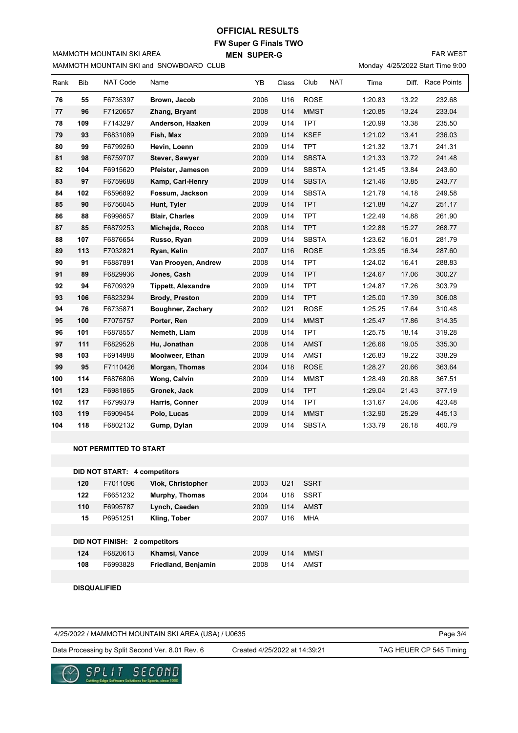# OFFICIAL RESULTS

## FW Super G Finals TWO

### MEN SUPER-G

MAMMOTH MOUNTAIN SKI AREA

MAMMOTH MOUNTAIN SKI and SNOWBOARD CLUB

FAR WEST

Monday 4/25/2022 Start Time 9:00

| Rank | Bib | NAT Code | Name | YB | Class | Club | NAT | Time | Diff. | Race Points |
|---|---|---|---|---|---|---|---|---|---|---|
| 76 | 55 | F6735397 | **Brown, Jacob** | 2006 | U16 | ROSE | | 1:20.83 | 13.22 | 232.68 |
| 77 | 96 | F7120657 | **Zhang, Bryant** | 2008 | U14 | MMST | | 1:20.85 | 13.24 | 233.04 |
| 78 | 109 | F7143297 | **Anderson, Haaken** | 2009 | U14 | TPT | | 1:20.99 | 13.38 | 235.50 |
| 79 | 93 | F6831089 | **Fish, Max** | 2009 | U14 | KSEF | | 1:21.02 | 13.41 | 236.03 |
| 80 | 99 | F6799260 | **Hevin, Loenn** | 2009 | U14 | TPT | | 1:21.32 | 13.71 | 241.31 |
| 81 | 98 | F6759707 | **Stever, Sawyer** | 2009 | U14 | SBSTA | | 1:21.33 | 13.72 | 241.48 |
| 82 | 104 | F6915620 | **Pfeister, Jameson** | 2009 | U14 | SBSTA | | 1:21.45 | 13.84 | 243.60 |
| 83 | 97 | F6759688 | **Kamp, Carl-Henry** | 2009 | U14 | SBSTA | | 1:21.46 | 13.85 | 243.77 |
| 84 | 102 | F6596892 | **Fossum, Jackson** | 2009 | U14 | SBSTA | | 1:21.79 | 14.18 | 249.58 |
| 85 | 90 | F6756045 | **Hunt, Tyler** | 2009 | U14 | TPT | | 1:21.88 | 14.27 | 251.17 |
| 86 | 88 | F6998657 | **Blair, Charles** | 2009 | U14 | TPT | | 1:22.49 | 14.88 | 261.90 |
| 87 | 85 | F6879253 | **Michejda, Rocco** | 2008 | U14 | TPT | | 1:22.88 | 15.27 | 268.77 |
| 88 | 107 | F6876654 | **Russo, Ryan** | 2009 | U14 | SBSTA | | 1:23.62 | 16.01 | 281.79 |
| 89 | 113 | F7032821 | **Ryan, Kelin** | 2007 | U16 | ROSE | | 1:23.95 | 16.34 | 287.60 |
| 90 | 91 | F6887891 | **Van Prooyen, Andrew** | 2008 | U14 | TPT | | 1:24.02 | 16.41 | 288.83 |
| 91 | 89 | F6829936 | **Jones, Cash** | 2009 | U14 | TPT | | 1:24.67 | 17.06 | 300.27 |
| 92 | 94 | F6709329 | **Tippett, Alexandre** | 2009 | U14 | TPT | | 1:24.87 | 17.26 | 303.79 |
| 93 | 106 | F6823294 | **Brody, Preston** | 2009 | U14 | TPT | | 1:25.00 | 17.39 | 306.08 |
| 94 | 76 | F6735871 | **Boughner, Zachary** | 2002 | U21 | ROSE | | 1:25.25 | 17.64 | 310.48 |
| 95 | 100 | F7075757 | **Porter, Ren** | 2009 | U14 | MMST | | 1:25.47 | 17.86 | 314.35 |
| 96 | 101 | F6878557 | **Nemeth, Liam** | 2008 | U14 | TPT | | 1:25.75 | 18.14 | 319.28 |
| 97 | 111 | F6829528 | **Hu, Jonathan** | 2008 | U14 | AMST | | 1:26.66 | 19.05 | 335.30 |
| 98 | 103 | F6914988 | **Mooiweer, Ethan** | 2009 | U14 | AMST | | 1:26.83 | 19.22 | 338.29 |
| 99 | 95 | F7110426 | **Morgan, Thomas** | 2004 | U18 | ROSE | | 1:28.27 | 20.66 | 363.64 |
| 100 | 114 | F6876806 | **Wong, Calvin** | 2009 | U14 | MMST | | 1:28.49 | 20.88 | 367.51 |
| 101 | 123 | F6981865 | **Gronek, Jack** | 2009 | U14 | TPT | | 1:29.04 | 21.43 | 377.19 |
| 102 | 117 | F6799379 | **Harris, Conner** | 2009 | U14 | TPT | | 1:31.67 | 24.06 | 423.48 |
| 103 | 119 | F6909454 | **Polo, Lucas** | 2009 | U14 | MMST | | 1:32.90 | 25.29 | 445.13 |
| 104 | 118 | F6802132 | **Gump, Dylan** | 2009 | U14 | SBSTA | | 1:33.79 | 26.18 | 460.79 |

**NOT PERMITTED TO START**

**DID NOT START: 4 competitors**

| Bib | NAT Code | Name | YB | Class | Club |
|---|---|---|---|---|---|
| 120 | F7011096 | **Vlok, Christopher** | 2003 | U21 | SSRT |
| 122 | F6651232 | **Murphy, Thomas** | 2004 | U18 | SSRT |
| 110 | F6995787 | **Lynch, Caeden** | 2009 | U14 | AMST |
| 15 | P6951251 | **Kling, Tober** | 2007 | U16 | MHA |

**DID NOT FINISH: 2 competitors**

| Bib | NAT Code | Name | YB | Class | Club |
|---|---|---|---|---|---|
| 124 | F6820613 | **Khamsi, Vance** | 2009 | U14 | MMST |
| 108 | F6993828 | **Friedland, Benjamin** | 2008 | U14 | AMST |

**DISQUALIFIED**

4/25/2022 / MAMMOTH MOUNTAIN SKI AREA (USA) / U0635

Data Processing by Split Second Ver. 8.01 Rev. 6 — Created 4/25/2022 at 14:39:21 — TAG HEUER CP 545 Timing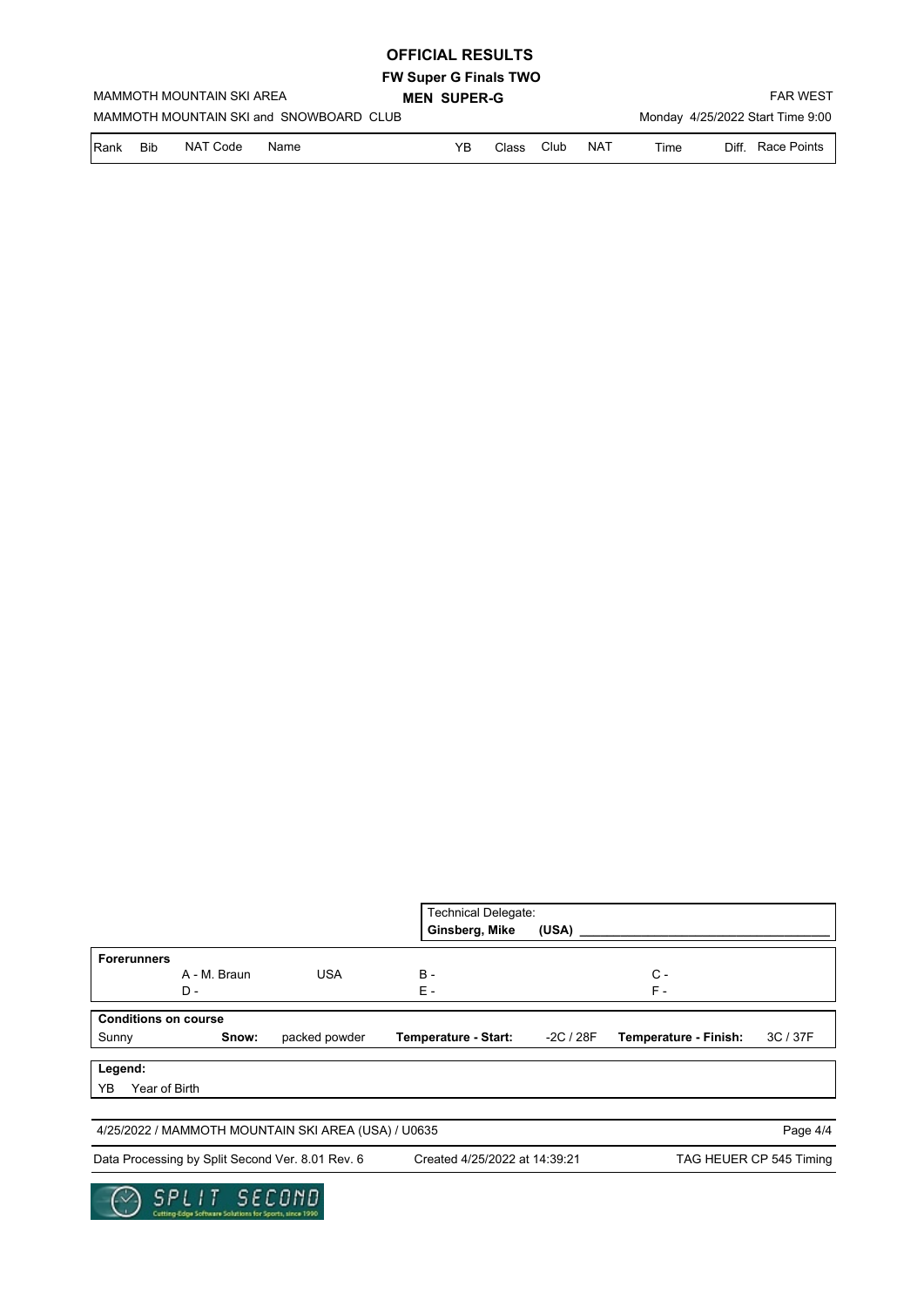# OFFICIAL RESULTS

## FW Super G Finals TWO

MAMMOTH MOUNTAIN SKI AREA

**MEN SUPER-G**

FAR WEST

MAMMOTH MOUNTAIN SKI and SNOWBOARD CLUB

Monday 4/25/2022 Start Time 9:00

| Rank | Bib | NAT Code | Name | YB | Class | Club | NAT | Time | Diff. | Race Points |
|---|---|---|---|---|---|---|---|---|---|---|

Technical Delegate:
**Ginsberg, Mike** **(USA)**

| **Forerunners** | | | | | |
|---|---|---|---|---|---|
| | A - M. Braun | USA | B - | | C - |
| | D - | | E - | | F - |

| **Conditions on course** | | | | | | |
|---|---|---|---|---|---|---|
| Sunny | **Snow:** | packed powder | **Temperature - Start:** | -2C / 28F | **Temperature - Finish:** | 3C / 37F |

**Legend:**
YB Year of Birth

4/25/2022 / MAMMOTH MOUNTAIN SKI AREA (USA) / U0635

Data Processing by Split Second Ver. 8.01 Rev. 6 | Created 4/25/2022 at 14:39:21 | TAG HEUER CP 545 Timing